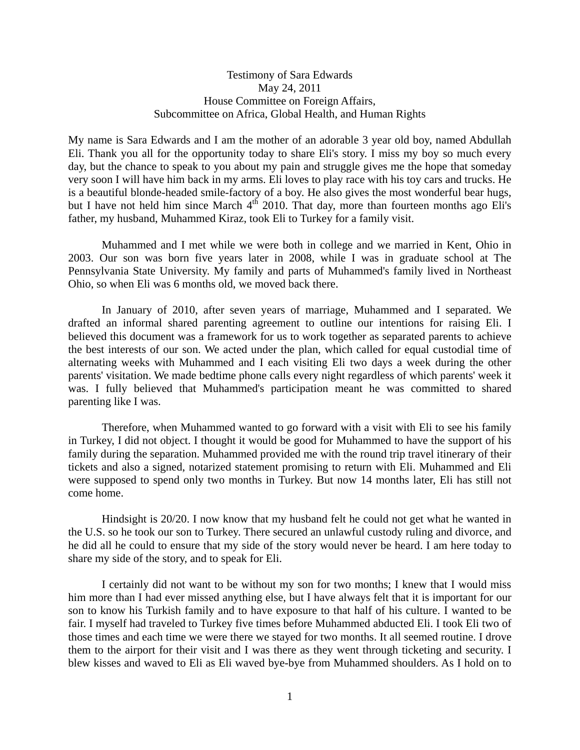Testimony of Sara Edwards
May 24, 2011
House Committee on Foreign Affairs,
Subcommittee on Africa, Global Health, and Human Rights

My name is Sara Edwards and I am the mother of an adorable 3 year old boy, named Abdullah Eli. Thank you all for the opportunity today to share Eli's story. I miss my boy so much every day, but the chance to speak to you about my pain and struggle gives me the hope that someday very soon I will have him back in my arms. Eli loves to play race with his toy cars and trucks. He is a beautiful blonde-headed smile-factory of a boy. He also gives the most wonderful bear hugs, but I have not held him since March 4th 2010. That day, more than fourteen months ago Eli's father, my husband, Muhammed Kiraz, took Eli to Turkey for a family visit.

Muhammed and I met while we were both in college and we married in Kent, Ohio in 2003. Our son was born five years later in 2008, while I was in graduate school at The Pennsylvania State University. My family and parts of Muhammed's family lived in Northeast Ohio, so when Eli was 6 months old, we moved back there.

In January of 2010, after seven years of marriage, Muhammed and I separated. We drafted an informal shared parenting agreement to outline our intentions for raising Eli. I believed this document was a framework for us to work together as separated parents to achieve the best interests of our son. We acted under the plan, which called for equal custodial time of alternating weeks with Muhammed and I each visiting Eli two days a week during the other parents' visitation. We made bedtime phone calls every night regardless of which parents' week it was. I fully believed that Muhammed's participation meant he was committed to shared parenting like I was.

Therefore, when Muhammed wanted to go forward with a visit with Eli to see his family in Turkey, I did not object. I thought it would be good for Muhammed to have the support of his family during the separation. Muhammed provided me with the round trip travel itinerary of their tickets and also a signed, notarized statement promising to return with Eli. Muhammed and Eli were supposed to spend only two months in Turkey. But now 14 months later, Eli has still not come home.

Hindsight is 20/20. I now know that my husband felt he could not get what he wanted in the U.S. so he took our son to Turkey. There secured an unlawful custody ruling and divorce, and he did all he could to ensure that my side of the story would never be heard. I am here today to share my side of the story, and to speak for Eli.

I certainly did not want to be without my son for two months; I knew that I would miss him more than I had ever missed anything else, but I have always felt that it is important for our son to know his Turkish family and to have exposure to that half of his culture. I wanted to be fair. I myself had traveled to Turkey five times before Muhammed abducted Eli. I took Eli two of those times and each time we were there we stayed for two months. It all seemed routine. I drove them to the airport for their visit and I was there as they went through ticketing and security. I blew kisses and waved to Eli as Eli waved bye-bye from Muhammed shoulders. As I hold on to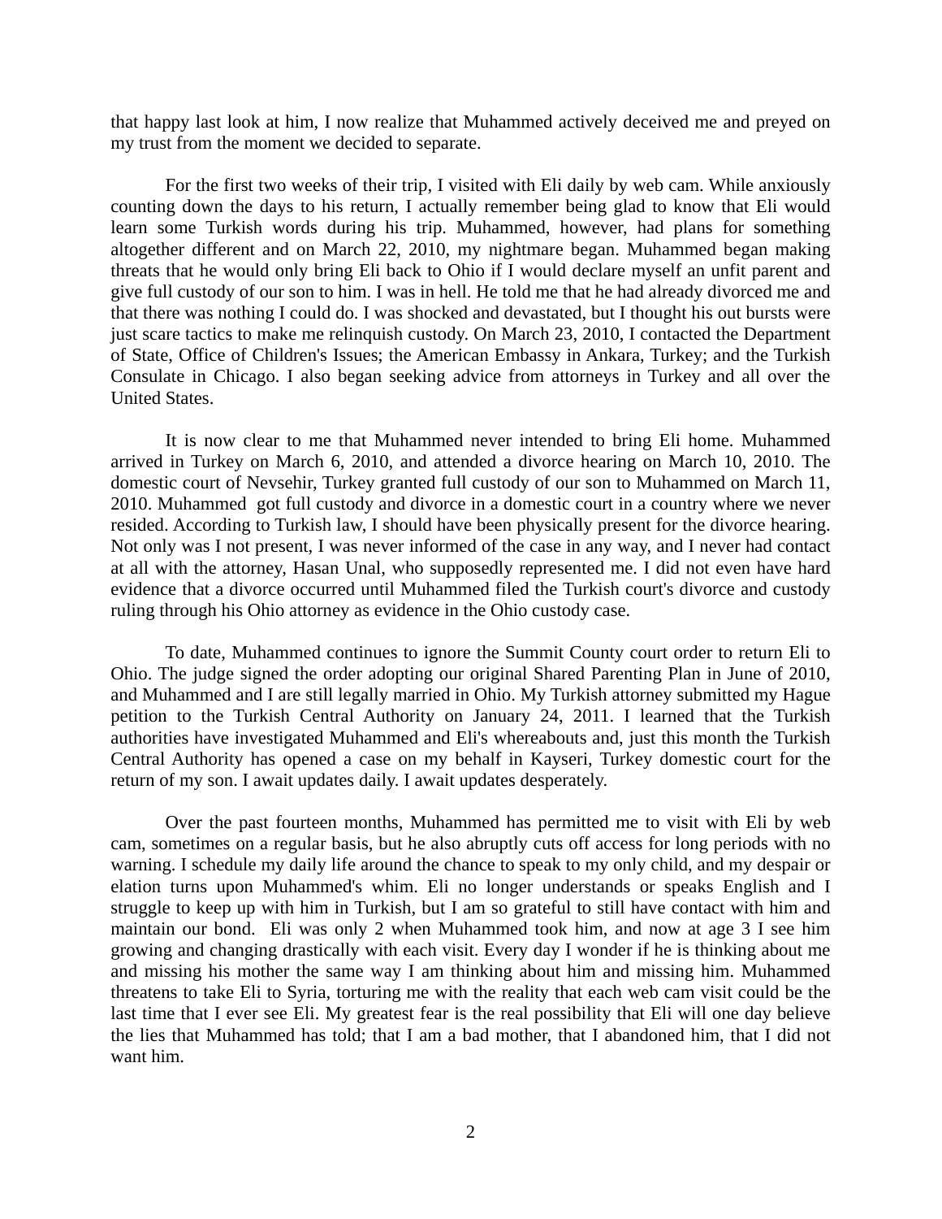that happy last look at him, I now realize that Muhammed actively deceived me and preyed on my trust from the moment we decided to separate.

For the first two weeks of their trip, I visited with Eli daily by web cam. While anxiously counting down the days to his return, I actually remember being glad to know that Eli would learn some Turkish words during his trip. Muhammed, however, had plans for something altogether different and on March 22, 2010, my nightmare began. Muhammed began making threats that he would only bring Eli back to Ohio if I would declare myself an unfit parent and give full custody of our son to him. I was in hell. He told me that he had already divorced me and that there was nothing I could do. I was shocked and devastated, but I thought his out bursts were just scare tactics to make me relinquish custody. On March 23, 2010, I contacted the Department of State, Office of Children's Issues; the American Embassy in Ankara, Turkey; and the Turkish Consulate in Chicago. I also began seeking advice from attorneys in Turkey and all over the United States.

It is now clear to me that Muhammed never intended to bring Eli home. Muhammed arrived in Turkey on March 6, 2010, and attended a divorce hearing on March 10, 2010. The domestic court of Nevsehir, Turkey granted full custody of our son to Muhammed on March 11, 2010. Muhammed got full custody and divorce in a domestic court in a country where we never resided. According to Turkish law, I should have been physically present for the divorce hearing. Not only was I not present, I was never informed of the case in any way, and I never had contact at all with the attorney, Hasan Unal, who supposedly represented me. I did not even have hard evidence that a divorce occurred until Muhammed filed the Turkish court's divorce and custody ruling through his Ohio attorney as evidence in the Ohio custody case.

To date, Muhammed continues to ignore the Summit County court order to return Eli to Ohio. The judge signed the order adopting our original Shared Parenting Plan in June of 2010, and Muhammed and I are still legally married in Ohio. My Turkish attorney submitted my Hague petition to the Turkish Central Authority on January 24, 2011. I learned that the Turkish authorities have investigated Muhammed and Eli's whereabouts and, just this month the Turkish Central Authority has opened a case on my behalf in Kayseri, Turkey domestic court for the return of my son. I await updates daily. I await updates desperately.

Over the past fourteen months, Muhammed has permitted me to visit with Eli by web cam, sometimes on a regular basis, but he also abruptly cuts off access for long periods with no warning. I schedule my daily life around the chance to speak to my only child, and my despair or elation turns upon Muhammed's whim. Eli no longer understands or speaks English and I struggle to keep up with him in Turkish, but I am so grateful to still have contact with him and maintain our bond. Eli was only 2 when Muhammed took him, and now at age 3 I see him growing and changing drastically with each visit. Every day I wonder if he is thinking about me and missing his mother the same way I am thinking about him and missing him. Muhammed threatens to take Eli to Syria, torturing me with the reality that each web cam visit could be the last time that I ever see Eli. My greatest fear is the real possibility that Eli will one day believe the lies that Muhammed has told; that I am a bad mother, that I abandoned him, that I did not want him.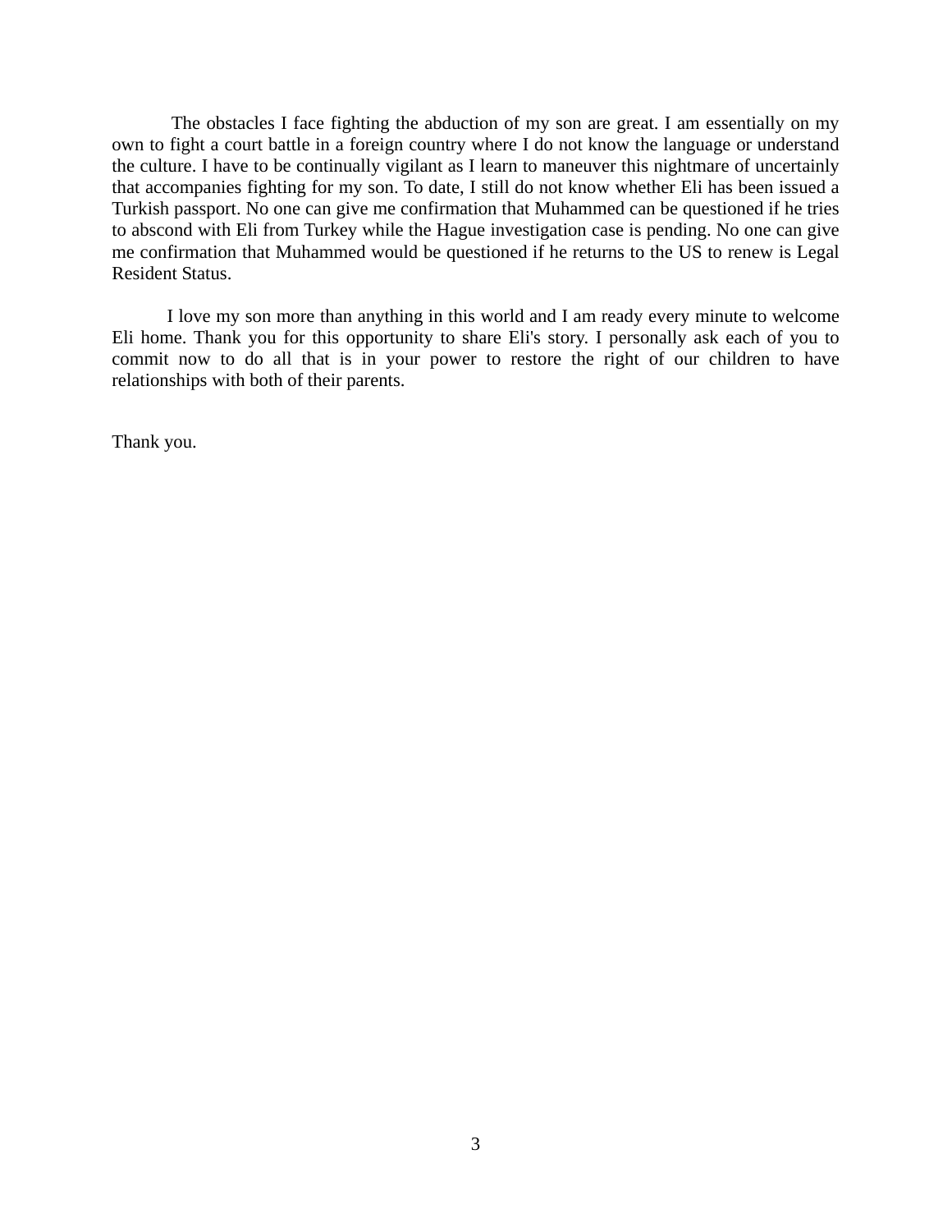The obstacles I face fighting the abduction of my son are great. I am essentially on my own to fight a court battle in a foreign country where I do not know the language or understand the culture. I have to be continually vigilant as I learn to maneuver this nightmare of uncertainly that accompanies fighting for my son. To date, I still do not know whether Eli has been issued a Turkish passport. No one can give me confirmation that Muhammed can be questioned if he tries to abscond with Eli from Turkey while the Hague investigation case is pending. No one can give me confirmation that Muhammed would be questioned if he returns to the US to renew is Legal Resident Status.

I love my son more than anything in this world and I am ready every minute to welcome Eli home. Thank you for this opportunity to share Eli's story. I personally ask each of you to commit now to do all that is in your power to restore the right of our children to have relationships with both of their parents.

Thank you.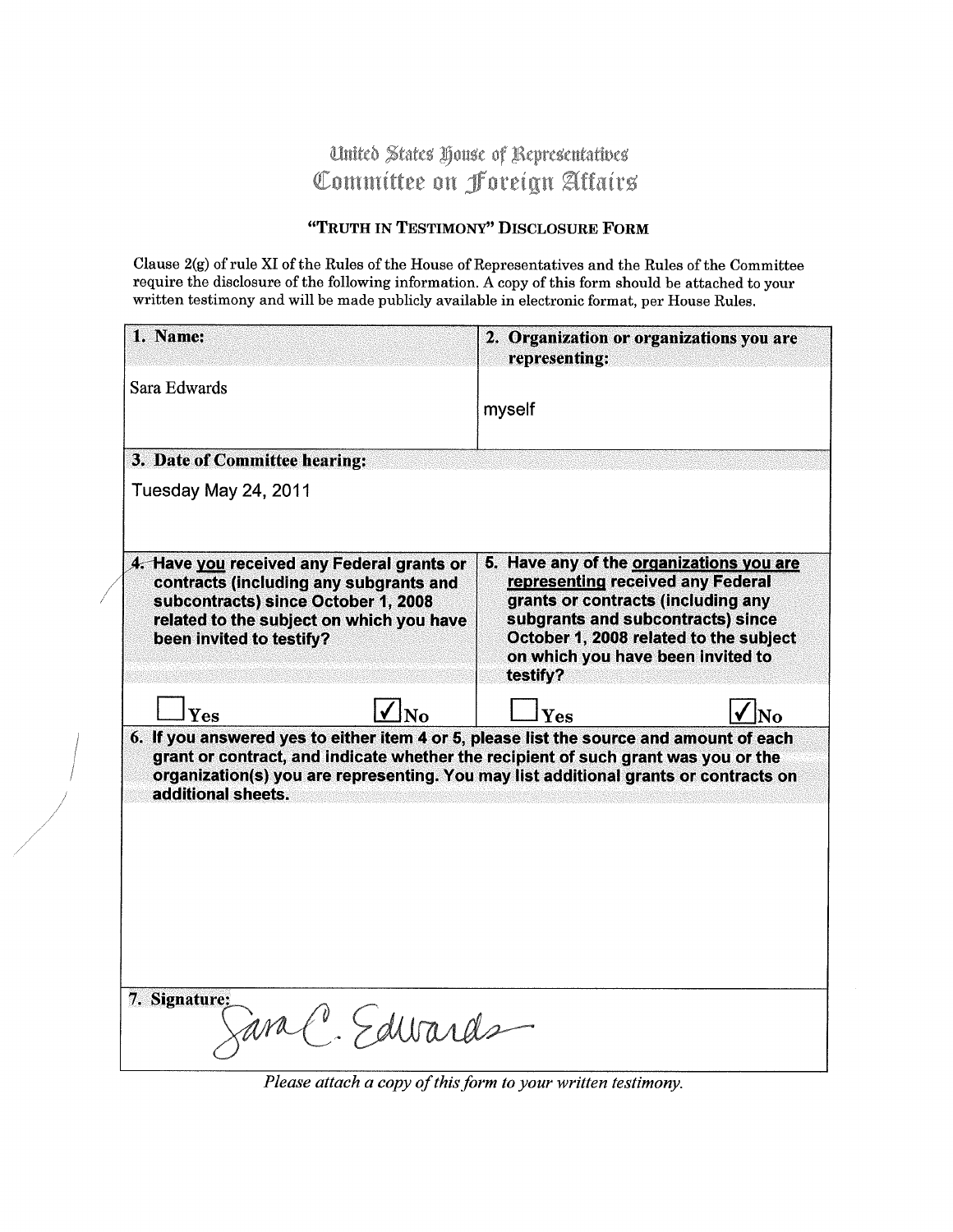# United States House of Representatives
# Committee on Foreign Affairs

## "TRUTH IN TESTIMONY" DISCLOSURE FORM

Clause 2(g) of rule XI of the Rules of the House of Representatives and the Rules of the Committee require the disclosure of the following information. A copy of this form should be attached to your written testimony and will be made publicly available in electronic format, per House Rules.

| | |
|---|---|
| **1. Name:** Sara Edwards | **2. Organization or organizations you are representing:** myself |
| **3. Date of Committee hearing:** Tuesday May 24, 2011 | |
| **4. Have you received any Federal grants or contracts (including any subgrants and subcontracts) since October 1, 2008 related to the subject on which you have been invited to testify?** ☐ Yes ☑ No | **5. Have any of the organizations you are representing received any Federal grants or contracts (including any subgrants and subcontracts) since October 1, 2008 related to the subject on which you have been invited to testify?** ☐ Yes ☑ No |
| **6. If you answered yes to either item 4 or 5, please list the source and amount of each grant or contract, and indicate whether the recipient of such grant was you or the organization(s) you are representing. You may list additional grants or contracts on additional sheets.** | |
| **7. Signature:** Sara C. Edwards | |

*Please attach a copy of this form to your written testimony.*